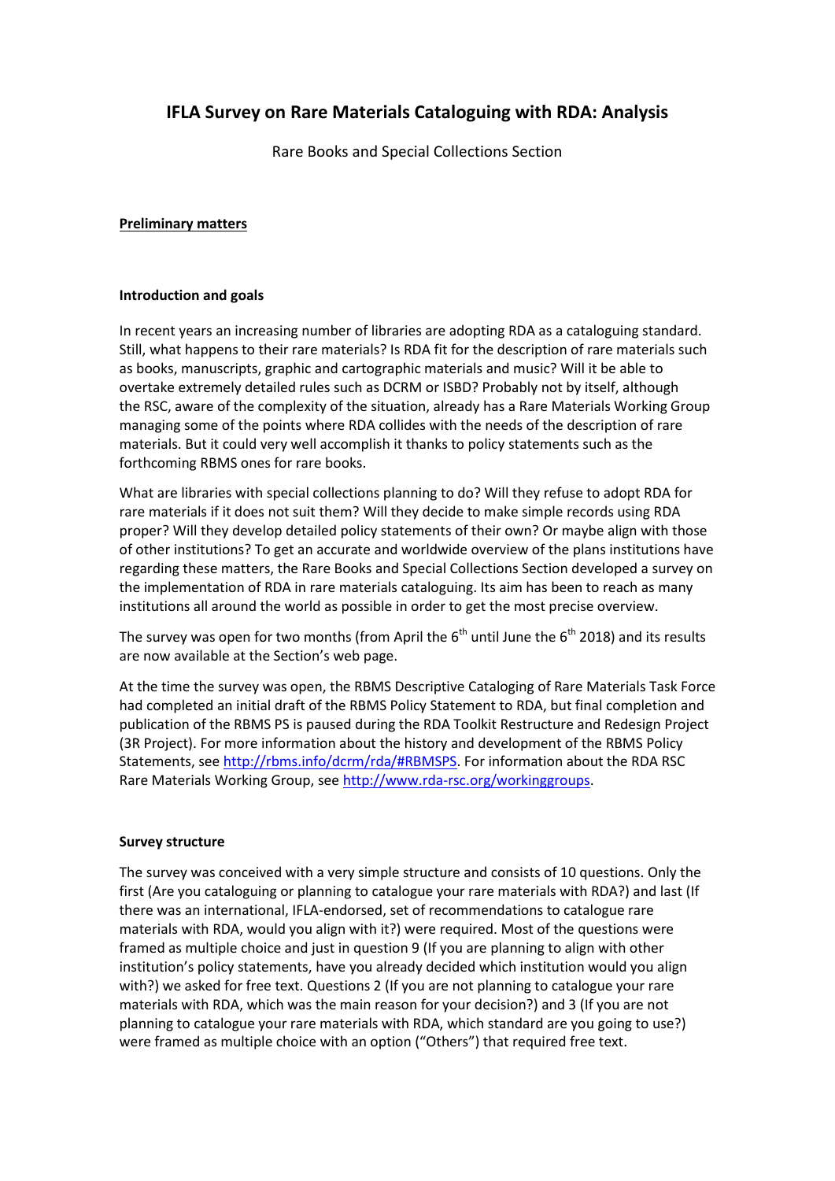# IFLA Survey on Rare Materials Cataloguing with RDA: Analysis

Rare Books and Special Collections Section

## Preliminary matters

### Introduction and goals

In recent years an increasing number of libraries are adopting RDA as a cataloguing standard. Still, what happens to their rare materials? Is RDA fit for the description of rare materials such as books, manuscripts, graphic and cartographic materials and music? Will it be able to overtake extremely detailed rules such as DCRM or ISBD? Probably not by itself, although the RSC, aware of the complexity of the situation, already has a Rare Materials Working Group managing some of the points where RDA collides with the needs of the description of rare materials. But it could very well accomplish it thanks to policy statements such as the forthcoming RBMS ones for rare books.

What are libraries with special collections planning to do? Will they refuse to adopt RDA for rare materials if it does not suit them? Will they decide to make simple records using RDA proper? Will they develop detailed policy statements of their own? Or maybe align with those of other institutions? To get an accurate and worldwide overview of the plans institutions have regarding these matters, the Rare Books and Special Collections Section developed a survey on the implementation of RDA in rare materials cataloguing. Its aim has been to reach as many institutions all around the world as possible in order to get the most precise overview.

The survey was open for two months (from April the 6th until June the 6th 2018) and its results are now available at the Section's web page.

At the time the survey was open, the RBMS Descriptive Cataloging of Rare Materials Task Force had completed an initial draft of the RBMS Policy Statement to RDA, but final completion and publication of the RBMS PS is paused during the RDA Toolkit Restructure and Redesign Project (3R Project). For more information about the history and development of the RBMS Policy Statements, see http://rbms.info/dcrm/rda/#RBMSPS. For information about the RDA RSC Rare Materials Working Group, see http://www.rda-rsc.org/workinggroups.

### Survey structure

The survey was conceived with a very simple structure and consists of 10 questions. Only the first (Are you cataloguing or planning to catalogue your rare materials with RDA?) and last (If there was an international, IFLA-endorsed, set of recommendations to catalogue rare materials with RDA, would you align with it?) were required. Most of the questions were framed as multiple choice and just in question 9 (If you are planning to align with other institution's policy statements, have you already decided which institution would you align with?) we asked for free text. Questions 2 (If you are not planning to catalogue your rare materials with RDA, which was the main reason for your decision?) and 3 (If you are not planning to catalogue your rare materials with RDA, which standard are you going to use?) were framed as multiple choice with an option ("Others") that required free text.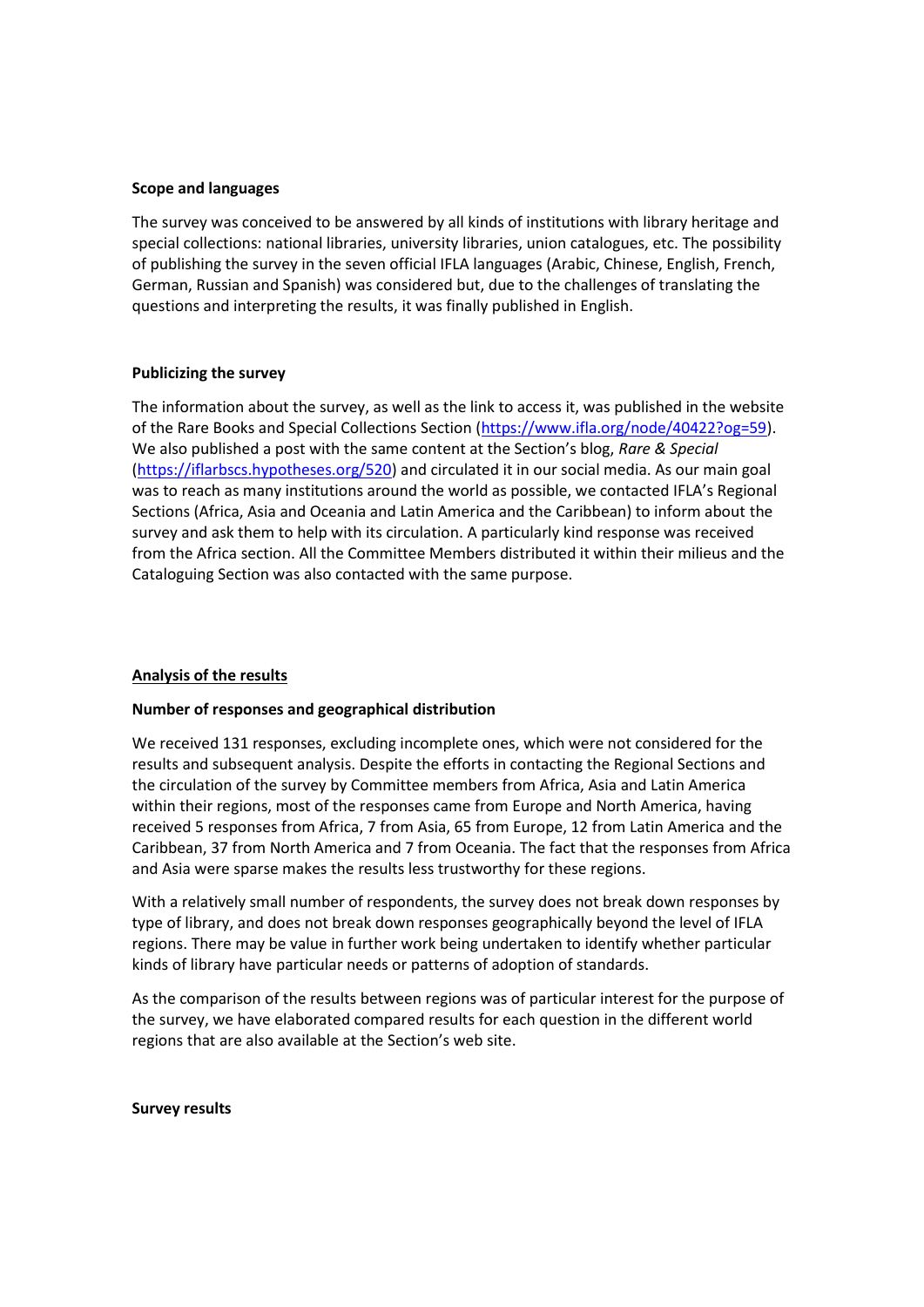**Scope and languages**

The survey was conceived to be answered by all kinds of institutions with library heritage and special collections: national libraries, university libraries, union catalogues, etc. The possibility of publishing the survey in the seven official IFLA languages (Arabic, Chinese, English, French, German, Russian and Spanish) was considered but, due to the challenges of translating the questions and interpreting the results, it was finally published in English.

**Publicizing the survey**

The information about the survey, as well as the link to access it, was published in the website of the Rare Books and Special Collections Section ([https://www.ifla.org/node/40422?og=59](https://www.ifla.org/node/40422?og=59)). We also published a post with the same content at the Section's blog, *Rare & Special* ([https://iflarbscs.hypotheses.org/520](https://iflarbscs.hypotheses.org/520)) and circulated it in our social media. As our main goal was to reach as many institutions around the world as possible, we contacted IFLA's Regional Sections (Africa, Asia and Oceania and Latin America and the Caribbean) to inform about the survey and ask them to help with its circulation. A particularly kind response was received from the Africa section. All the Committee Members distributed it within their milieus and the Cataloguing Section was also contacted with the same purpose.

## Analysis of the results

**Number of responses and geographical distribution**

We received 131 responses, excluding incomplete ones, which were not considered for the results and subsequent analysis. Despite the efforts in contacting the Regional Sections and the circulation of the survey by Committee members from Africa, Asia and Latin America within their regions, most of the responses came from Europe and North America, having received 5 responses from Africa, 7 from Asia, 65 from Europe, 12 from Latin America and the Caribbean, 37 from North America and 7 from Oceania. The fact that the responses from Africa and Asia were sparse makes the results less trustworthy for these regions.

With a relatively small number of respondents, the survey does not break down responses by type of library, and does not break down responses geographically beyond the level of IFLA regions. There may be value in further work being undertaken to identify whether particular kinds of library have particular needs or patterns of adoption of standards.

As the comparison of the results between regions was of particular interest for the purpose of the survey, we have elaborated compared results for each question in the different world regions that are also available at the Section's web site.

**Survey results**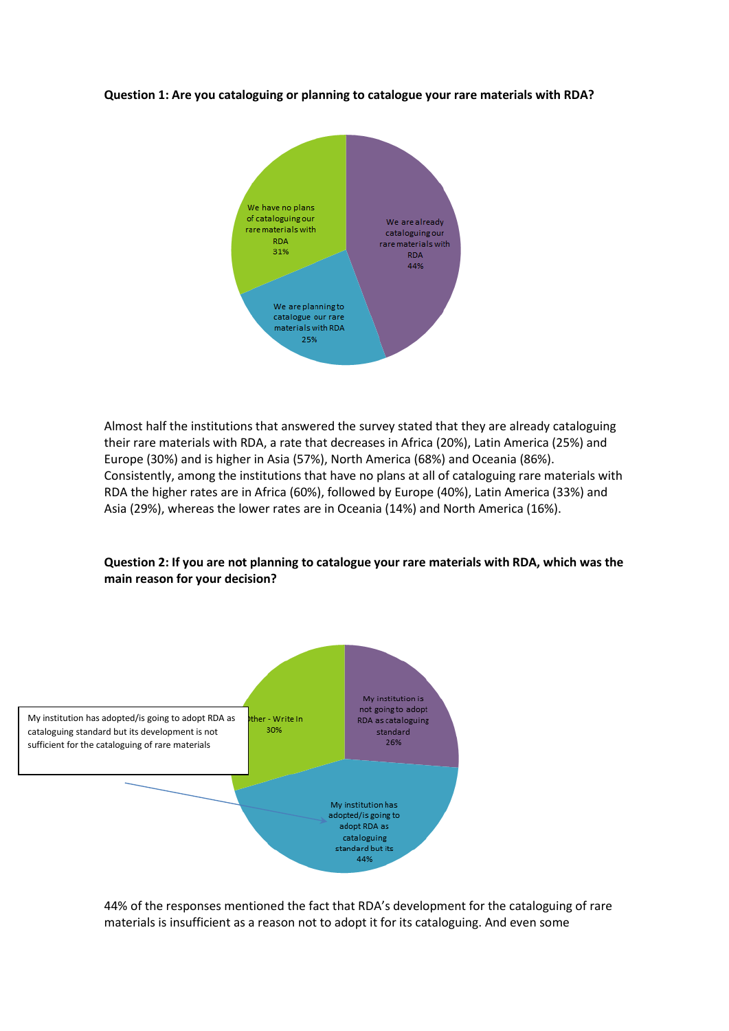**Question 1: Are you cataloguing or planning to catalogue your rare materials with RDA?**

We are already cataloguing our rare materials with RDA
44%

We are planning to catalogue our rare materials with RDA
25%

We have no plans of cataloguing our rare materials with RDA
31%

Almost half the institutions that answered the survey stated that they are already cataloguing their rare materials with RDA, a rate that decreases in Africa (20%), Latin America (25%) and Europe (30%) and is higher in Asia (57%), North America (68%) and Oceania (86%). Consistently, among the institutions that have no plans at all of cataloguing rare materials with RDA the higher rates are in Africa (60%), followed by Europe (40%), Latin America (33%) and Asia (29%), whereas the lower rates are in Oceania (14%) and North America (16%).

**Question 2: If you are not planning to catalogue your rare materials with RDA, which was the main reason for your decision?**

My institution is not going to adopt RDA as cataloguing standard
26%

My institution has adopted/is going to adopt RDA as cataloguing standard but its
44%

Other - Write In
30%

My institution has adopted/is going to adopt RDA as cataloguing standard but its development is not sufficient for the cataloguing of rare materials

44% of the responses mentioned the fact that RDA's development for the cataloguing of rare materials is insufficient as a reason not to adopt it for its cataloguing. And even some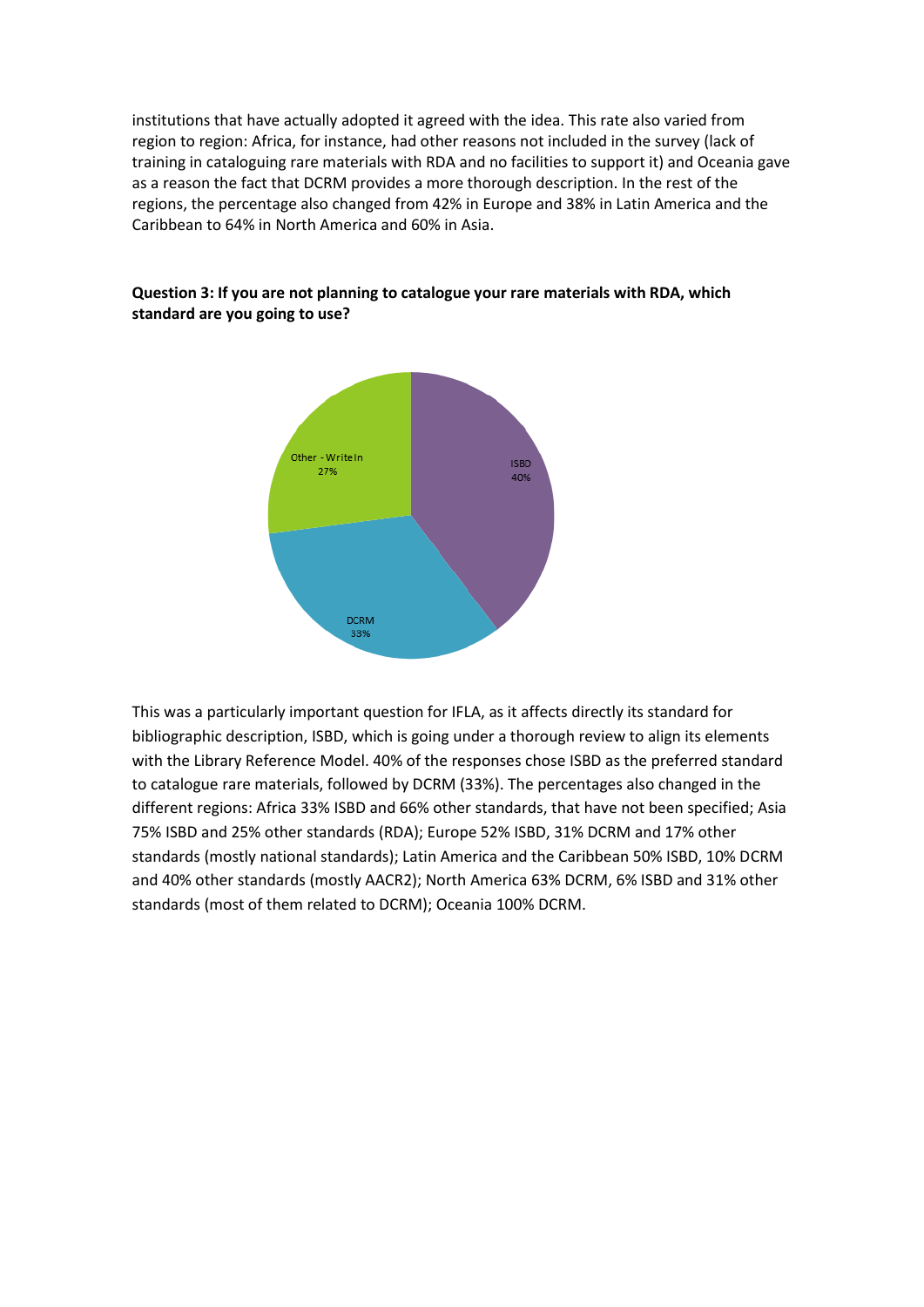institutions that have actually adopted it agreed with the idea. This rate also varied from region to region: Africa, for instance, had other reasons not included in the survey (lack of training in cataloguing rare materials with RDA and no facilities to support it) and Oceania gave as a reason the fact that DCRM provides a more thorough description. In the rest of the regions, the percentage also changed from 42% in Europe and 38% in Latin America and the Caribbean to 64% in North America and 60% in Asia.

**Question 3: If you are not planning to catalogue your rare materials with RDA, which standard are you going to use?**

Other - Write In 27%

ISBD 40%

DCRM 33%

This was a particularly important question for IFLA, as it affects directly its standard for bibliographic description, ISBD, which is going under a thorough review to align its elements with the Library Reference Model. 40% of the responses chose ISBD as the preferred standard to catalogue rare materials, followed by DCRM (33%). The percentages also changed in the different regions: Africa 33% ISBD and 66% other standards, that have not been specified; Asia 75% ISBD and 25% other standards (RDA); Europe 52% ISBD, 31% DCRM and 17% other standards (mostly national standards); Latin America and the Caribbean 50% ISBD, 10% DCRM and 40% other standards (mostly AACR2); North America 63% DCRM, 6% ISBD and 31% other standards (most of them related to DCRM); Oceania 100% DCRM.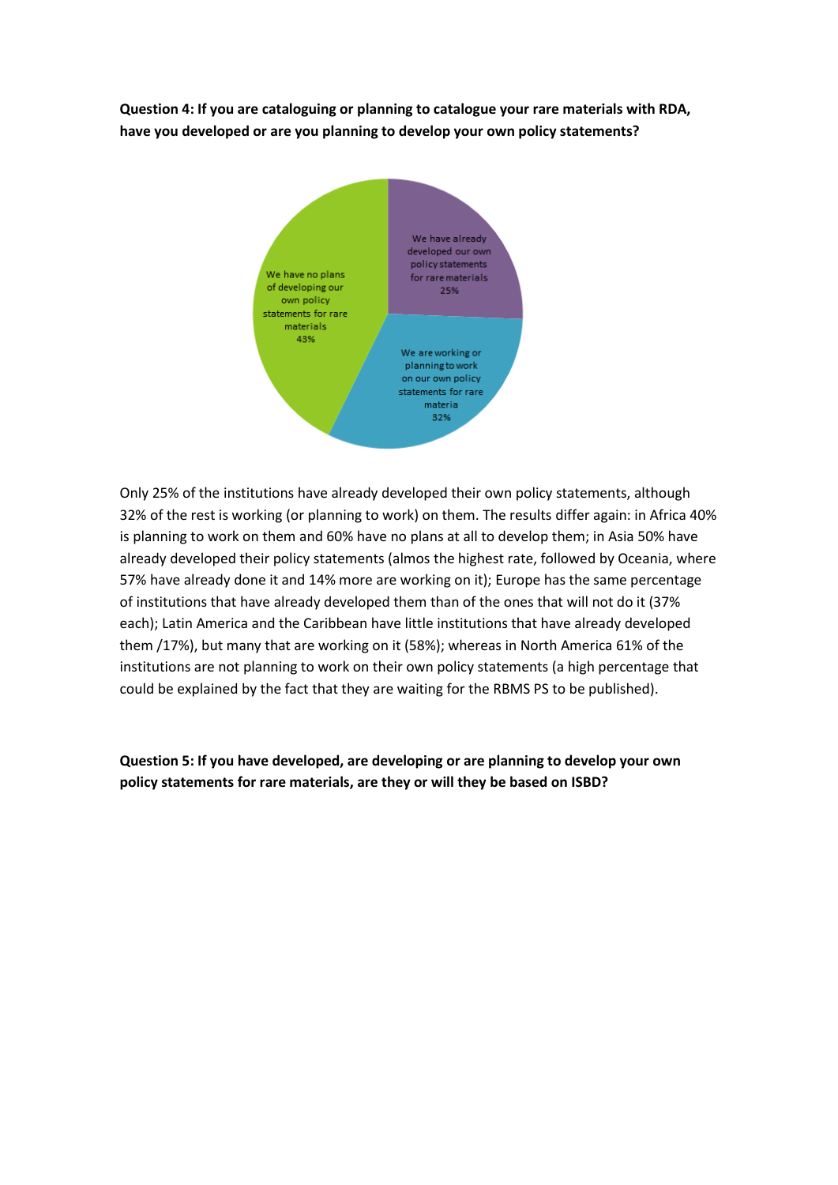**Question 4: If you are cataloguing or planning to catalogue your rare materials with RDA, have you developed or are you planning to develop your own policy statements?**

We have already developed our own policy statements for rare materials 25%

We are working or planning to work on our own policy statements for rare materia 32%

We have no plans of developing our own policy statements for rare materials 43%

Only 25% of the institutions have already developed their own policy statements, although 32% of the rest is working (or planning to work) on them. The results differ again: in Africa 40% is planning to work on them and 60% have no plans at all to develop them; in Asia 50% have already developed their policy statements (almos the highest rate, followed by Oceania, where 57% have already done it and 14% more are working on it); Europe has the same percentage of institutions that have already developed them than of the ones that will not do it (37% each); Latin America and the Caribbean have little institutions that have already developed them /17%), but many that are working on it (58%); whereas in North America 61% of the institutions are not planning to work on their own policy statements (a high percentage that could be explained by the fact that they are waiting for the RBMS PS to be published).

**Question 5: If you have developed, are developing or are planning to develop your own policy statements for rare materials, are they or will they be based on ISBD?**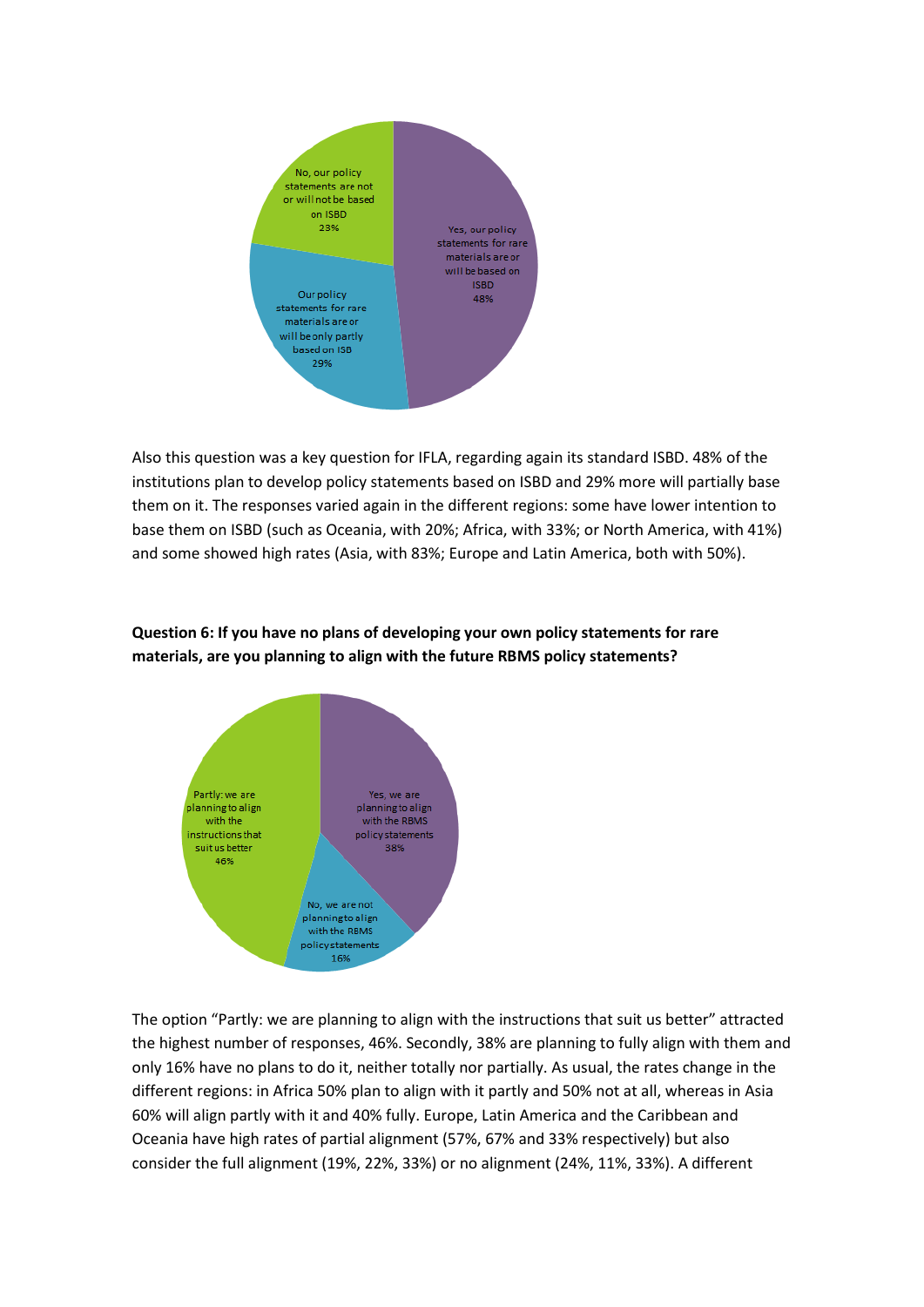No, our policy statements are not or will not be based on ISBD
23%

Yes, our policy statements for rare materials are or will be based on ISBD
48%

Our policy statements for rare materials are or will be only partly based on ISB
29%

Also this question was a key question for IFLA, regarding again its standard ISBD. 48% of the institutions plan to develop policy statements based on ISBD and 29% more will partially base them on it. The responses varied again in the different regions: some have lower intention to base them on ISBD (such as Oceania, with 20%; Africa, with 33%; or North America, with 41%) and some showed high rates (Asia, with 83%; Europe and Latin America, both with 50%).

**Question 6: If you have no plans of developing your own policy statements for rare materials, are you planning to align with the future RBMS policy statements?**

Partly: we are planning to align with the instructions that suit us better
46%

Yes, we are planning to align with the RBMS policy statements
38%

No, we are not planning to align with the RBMS policy statements
16%

The option "Partly: we are planning to align with the instructions that suit us better" attracted the highest number of responses, 46%. Secondly, 38% are planning to fully align with them and only 16% have no plans to do it, neither totally nor partially. As usual, the rates change in the different regions: in Africa 50% plan to align with it partly and 50% not at all, whereas in Asia 60% will align partly with it and 40% fully. Europe, Latin America and the Caribbean and Oceania have high rates of partial alignment (57%, 67% and 33% respectively) but also consider the full alignment (19%, 22%, 33%) or no alignment (24%, 11%, 33%). A different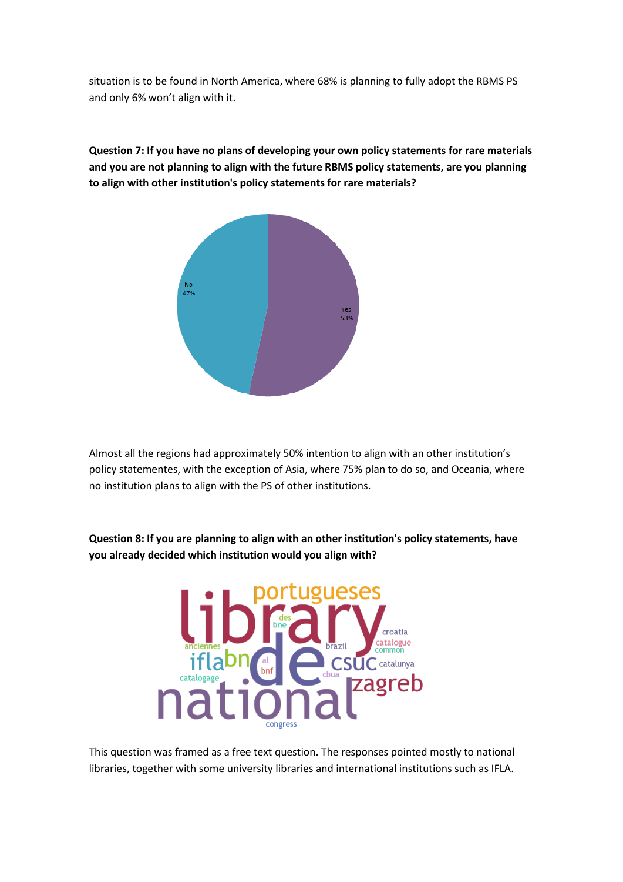situation is to be found in North America, where 68% is planning to fully adopt the RBMS PS and only 6% won't align with it.

**Question 7: If you have no plans of developing your own policy statements for rare materials and you are not planning to align with the future RBMS policy statements, are you planning to align with other institution's policy statements for rare materials?**

No 47%

Yes 53%

Almost all the regions had approximately 50% intention to align with an other institution's policy statementes, with the exception of Asia, where 75% plan to do so, and Oceania, where no institution plans to align with the PS of other institutions.

**Question 8: If you are planning to align with an other institution's policy statements, have you already decided which institution would you align with?**

library portugueses des bne croatia catalogue common anciennes brazil ifla bn al bnf de csuc catalunya cbua catalogage zagreb national congress

This question was framed as a free text question. The responses pointed mostly to national libraries, together with some university libraries and international institutions such as IFLA.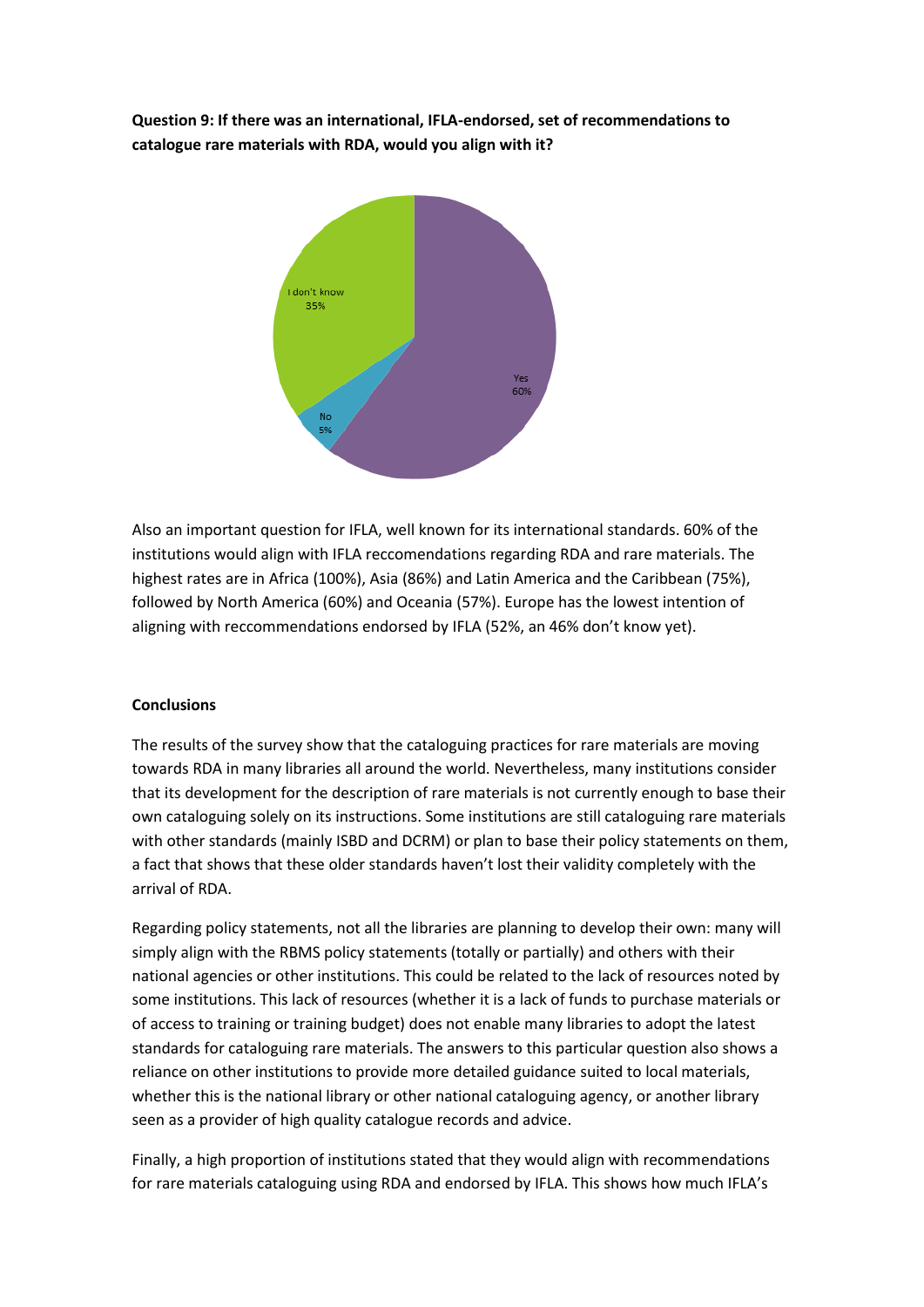**Question 9: If there was an international, IFLA-endorsed, set of recommendations to catalogue rare materials with RDA, would you align with it?**

Also an important question for IFLA, well known for its international standards. 60% of the institutions would align with IFLA reccomendations regarding RDA and rare materials. The highest rates are in Africa (100%), Asia (86%) and Latin America and the Caribbean (75%), followed by North America (60%) and Oceania (57%). Europe has the lowest intention of aligning with reccommendations endorsed by IFLA (52%, an 46% don't know yet).

**Conclusions**

The results of the survey show that the cataloguing practices for rare materials are moving towards RDA in many libraries all around the world. Nevertheless, many institutions consider that its development for the description of rare materials is not currently enough to base their own cataloguing solely on its instructions. Some institutions are still cataloguing rare materials with other standards (mainly ISBD and DCRM) or plan to base their policy statements on them, a fact that shows that these older standards haven't lost their validity completely with the arrival of RDA.

Regarding policy statements, not all the libraries are planning to develop their own: many will simply align with the RBMS policy statements (totally or partially) and others with their national agencies or other institutions. This could be related to the lack of resources noted by some institutions. This lack of resources (whether it is a lack of funds to purchase materials or of access to training or training budget) does not enable many libraries to adopt the latest standards for cataloguing rare materials. The answers to this particular question also shows a reliance on other institutions to provide more detailed guidance suited to local materials, whether this is the national library or other national cataloguing agency, or another library seen as a provider of high quality catalogue records and advice.

Finally, a high proportion of institutions stated that they would align with recommendations for rare materials cataloguing using RDA and endorsed by IFLA. This shows how much IFLA's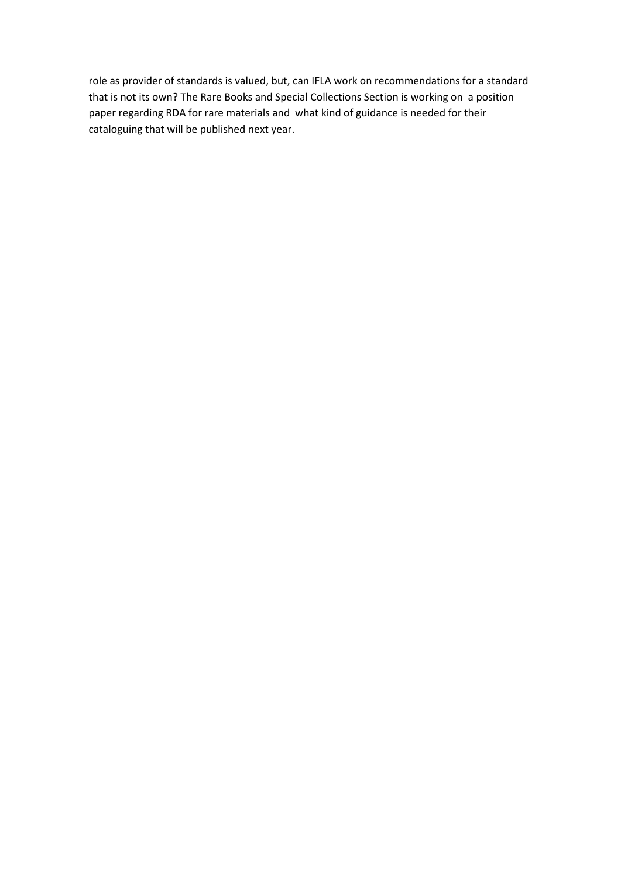role as provider of standards is valued, but, can IFLA work on recommendations for a standard that is not its own? The Rare Books and Special Collections Section is working on a position paper regarding RDA for rare materials and what kind of guidance is needed for their cataloguing that will be published next year.